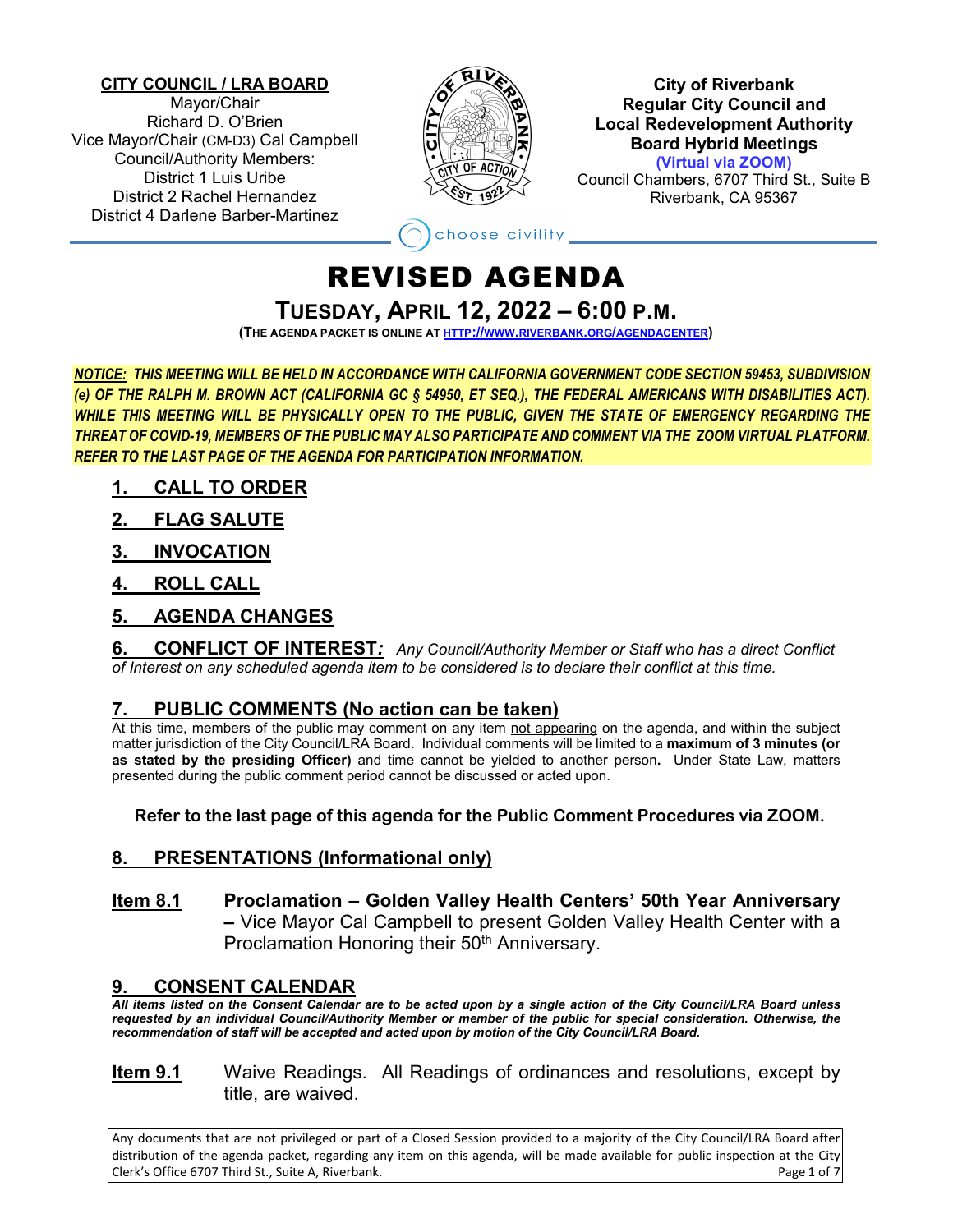**CITY COUNCIL / LRA BOARD**
Mayor/Chair
Richard D. O'Brien
Vice Mayor/Chair (CM-D3) Cal Campbell
Council/Authority Members:
District 1 Luis Uribe
District 2 Rachel Hernandez
District 4 Darlene Barber-Martinez

**City of Riverbank**
**Regular City Council and**
**Local Redevelopment Authority**
**Board Hybrid Meetings**
**(Virtual via ZOOM)**
Council Chambers, 6707 Third St., Suite B
Riverbank, CA 95367

choose civility

# REVISED AGENDA

## TUESDAY, APRIL 12, 2022 – 6:00 P.M.

**(THE AGENDA PACKET IS ONLINE AT HTTP://WWW.RIVERBANK.ORG/AGENDACENTER)**

***NOTICE: THIS MEETING WILL BE HELD IN ACCORDANCE WITH CALIFORNIA GOVERNMENT CODE SECTION 59453, SUBDIVISION (e) OF THE RALPH M. BROWN ACT (CALIFORNIA GC § 54950, ET SEQ.), THE FEDERAL AMERICANS WITH DISABILITIES ACT). WHILE THIS MEETING WILL BE PHYSICALLY OPEN TO THE PUBLIC, GIVEN THE STATE OF EMERGENCY REGARDING THE THREAT OF COVID-19, MEMBERS OF THE PUBLIC MAY ALSO PARTICIPATE AND COMMENT VIA THE ZOOM VIRTUAL PLATFORM. REFER TO THE LAST PAGE OF THE AGENDA FOR PARTICIPATION INFORMATION.***

### 1. CALL TO ORDER

### 2. FLAG SALUTE

### 3. INVOCATION

### 4. ROLL CALL

### 5. AGENDA CHANGES

### 6. CONFLICT OF INTEREST:

*Any Council/Authority Member or Staff who has a direct Conflict of Interest on any scheduled agenda item to be considered is to declare their conflict at this time.*

### 7. PUBLIC COMMENTS (No action can be taken)

At this time, members of the public may comment on any item not appearing on the agenda, and within the subject matter jurisdiction of the City Council/LRA Board. Individual comments will be limited to a **maximum of 3 minutes (or as stated by the presiding Officer)** and time cannot be yielded to another person**.** Under State Law, matters presented during the public comment period cannot be discussed or acted upon.

**Refer to the last page of this agenda for the Public Comment Procedures via ZOOM.**

### 8. PRESENTATIONS (Informational only)

**Item 8.1** **Proclamation – Golden Valley Health Centers' 50th Year Anniversary –** Vice Mayor Cal Campbell to present Golden Valley Health Center with a Proclamation Honoring their 50th Anniversary.

### 9. CONSENT CALENDAR

***All items listed on the Consent Calendar are to be acted upon by a single action of the City Council/LRA Board unless requested by an individual Council/Authority Member or member of the public for special consideration. Otherwise, the recommendation of staff will be accepted and acted upon by motion of the City Council/LRA Board.***

**Item 9.1** Waive Readings. All Readings of ordinances and resolutions, except by title, are waived.

Any documents that are not privileged or part of a Closed Session provided to a majority of the City Council/LRA Board after distribution of the agenda packet, regarding any item on this agenda, will be made available for public inspection at the City Clerk's Office 6707 Third St., Suite A, Riverbank.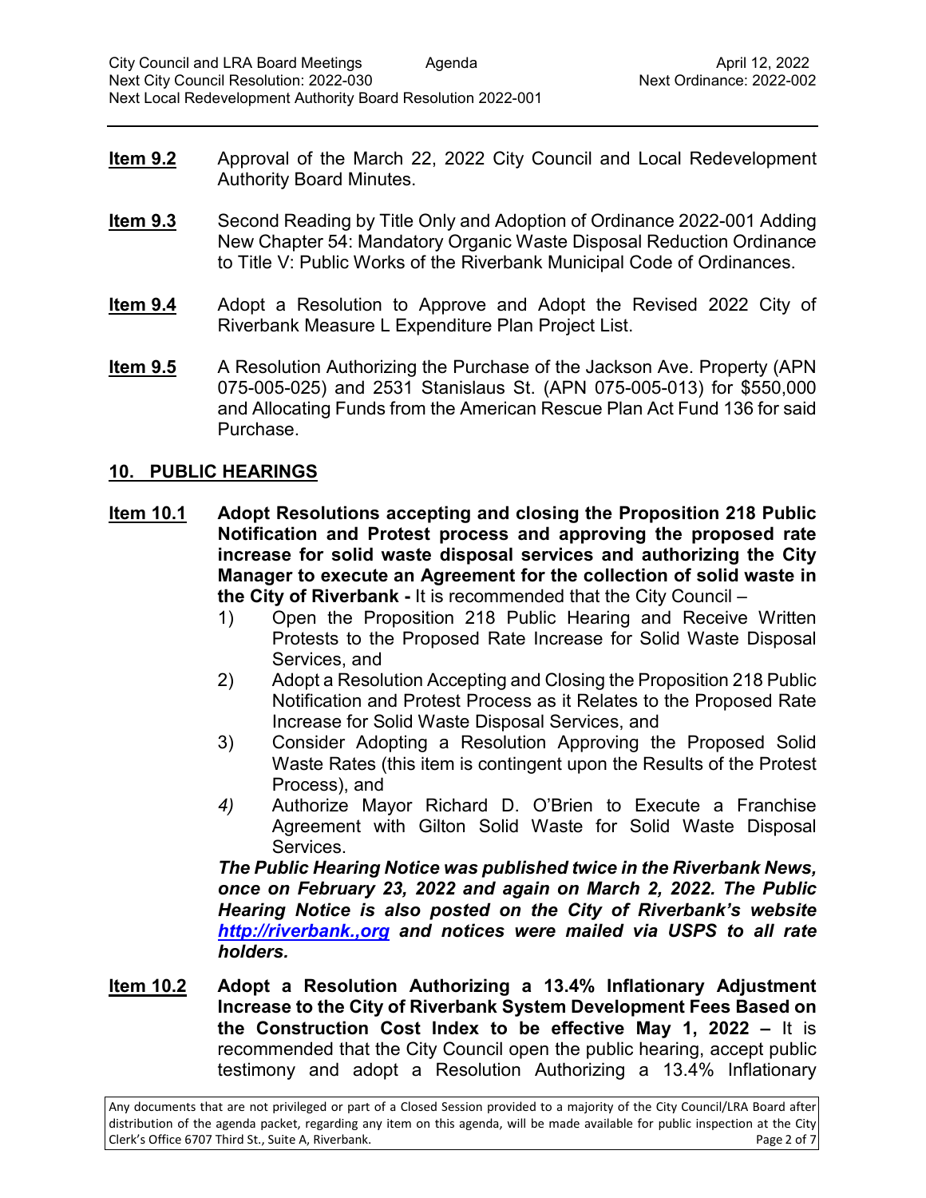**Item 9.2** Approval of the March 22, 2022 City Council and Local Redevelopment Authority Board Minutes.

**Item 9.3** Second Reading by Title Only and Adoption of Ordinance 2022-001 Adding New Chapter 54: Mandatory Organic Waste Disposal Reduction Ordinance to Title V: Public Works of the Riverbank Municipal Code of Ordinances.

**Item 9.4** Adopt a Resolution to Approve and Adopt the Revised 2022 City of Riverbank Measure L Expenditure Plan Project List.

**Item 9.5** A Resolution Authorizing the Purchase of the Jackson Ave. Property (APN 075-005-025) and 2531 Stanislaus St. (APN 075-005-013) for $550,000 and Allocating Funds from the American Rescue Plan Act Fund 136 for said Purchase.

## 10. PUBLIC HEARINGS

**Item 10.1** **Adopt Resolutions accepting and closing the Proposition 218 Public Notification and Protest process and approving the proposed rate increase for solid waste disposal services and authorizing the City Manager to execute an Agreement for the collection of solid waste in the City of Riverbank -** It is recommended that the City Council –

1) Open the Proposition 218 Public Hearing and Receive Written Protests to the Proposed Rate Increase for Solid Waste Disposal Services, and
2) Adopt a Resolution Accepting and Closing the Proposition 218 Public Notification and Protest Process as it Relates to the Proposed Rate Increase for Solid Waste Disposal Services, and
3) Consider Adopting a Resolution Approving the Proposed Solid Waste Rates (this item is contingent upon the Results of the Protest Process), and
4) Authorize Mayor Richard D. O'Brien to Execute a Franchise Agreement with Gilton Solid Waste for Solid Waste Disposal Services.

***The Public Hearing Notice was published twice in the Riverbank News, once on February 23, 2022 and again on March 2, 2022. The Public Hearing Notice is also posted on the City of Riverbank's website http://riverbank.,org and notices were mailed via USPS to all rate holders.***

**Item 10.2** **Adopt a Resolution Authorizing a 13.4% Inflationary Adjustment Increase to the City of Riverbank System Development Fees Based on the Construction Cost Index to be effective May 1, 2022 –** It is recommended that the City Council open the public hearing, accept public testimony and adopt a Resolution Authorizing a 13.4% Inflationary

Any documents that are not privileged or part of a Closed Session provided to a majority of the City Council/LRA Board after distribution of the agenda packet, regarding any item on this agenda, will be made available for public inspection at the City Clerk's Office 6707 Third St., Suite A, Riverbank.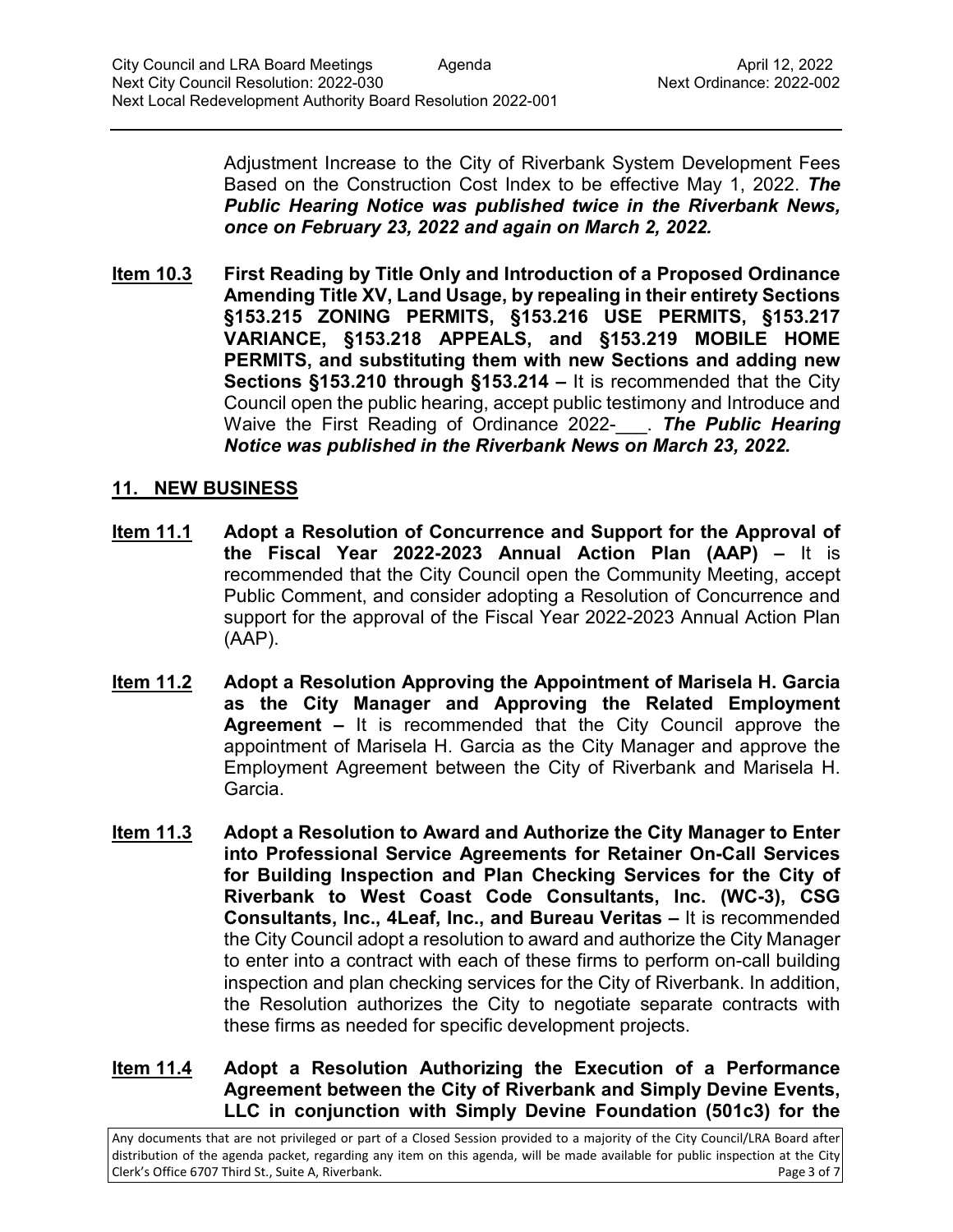Adjustment Increase to the City of Riverbank System Development Fees Based on the Construction Cost Index to be effective May 1, 2022. ***The Public Hearing Notice was published twice in the Riverbank News, once on February 23, 2022 and again on March 2, 2022.***

**Item 10.3** **First Reading by Title Only and Introduction of a Proposed Ordinance Amending Title XV, Land Usage, by repealing in their entirety Sections §153.215 ZONING PERMITS, §153.216 USE PERMITS, §153.217 VARIANCE, §153.218 APPEALS, and §153.219 MOBILE HOME PERMITS, and substituting them with new Sections and adding new Sections §153.210 through §153.214 –** It is recommended that the City Council open the public hearing, accept public testimony and Introduce and Waive the First Reading of Ordinance 2022-___. ***The Public Hearing Notice was published in the Riverbank News on March 23, 2022.***

## 11. NEW BUSINESS

**Item 11.1** **Adopt a Resolution of Concurrence and Support for the Approval of the Fiscal Year 2022-2023 Annual Action Plan (AAP) –** It is recommended that the City Council open the Community Meeting, accept Public Comment, and consider adopting a Resolution of Concurrence and support for the approval of the Fiscal Year 2022-2023 Annual Action Plan (AAP).

**Item 11.2** **Adopt a Resolution Approving the Appointment of Marisela H. Garcia as the City Manager and Approving the Related Employment Agreement –** It is recommended that the City Council approve the appointment of Marisela H. Garcia as the City Manager and approve the Employment Agreement between the City of Riverbank and Marisela H. Garcia.

**Item 11.3** **Adopt a Resolution to Award and Authorize the City Manager to Enter into Professional Service Agreements for Retainer On-Call Services for Building Inspection and Plan Checking Services for the City of Riverbank to West Coast Code Consultants, Inc. (WC-3), CSG Consultants, Inc., 4Leaf, Inc., and Bureau Veritas –** It is recommended the City Council adopt a resolution to award and authorize the City Manager to enter into a contract with each of these firms to perform on-call building inspection and plan checking services for the City of Riverbank. In addition, the Resolution authorizes the City to negotiate separate contracts with these firms as needed for specific development projects.

**Item 11.4** **Adopt a Resolution Authorizing the Execution of a Performance Agreement between the City of Riverbank and Simply Devine Events, LLC in conjunction with Simply Devine Foundation (501c3) for the**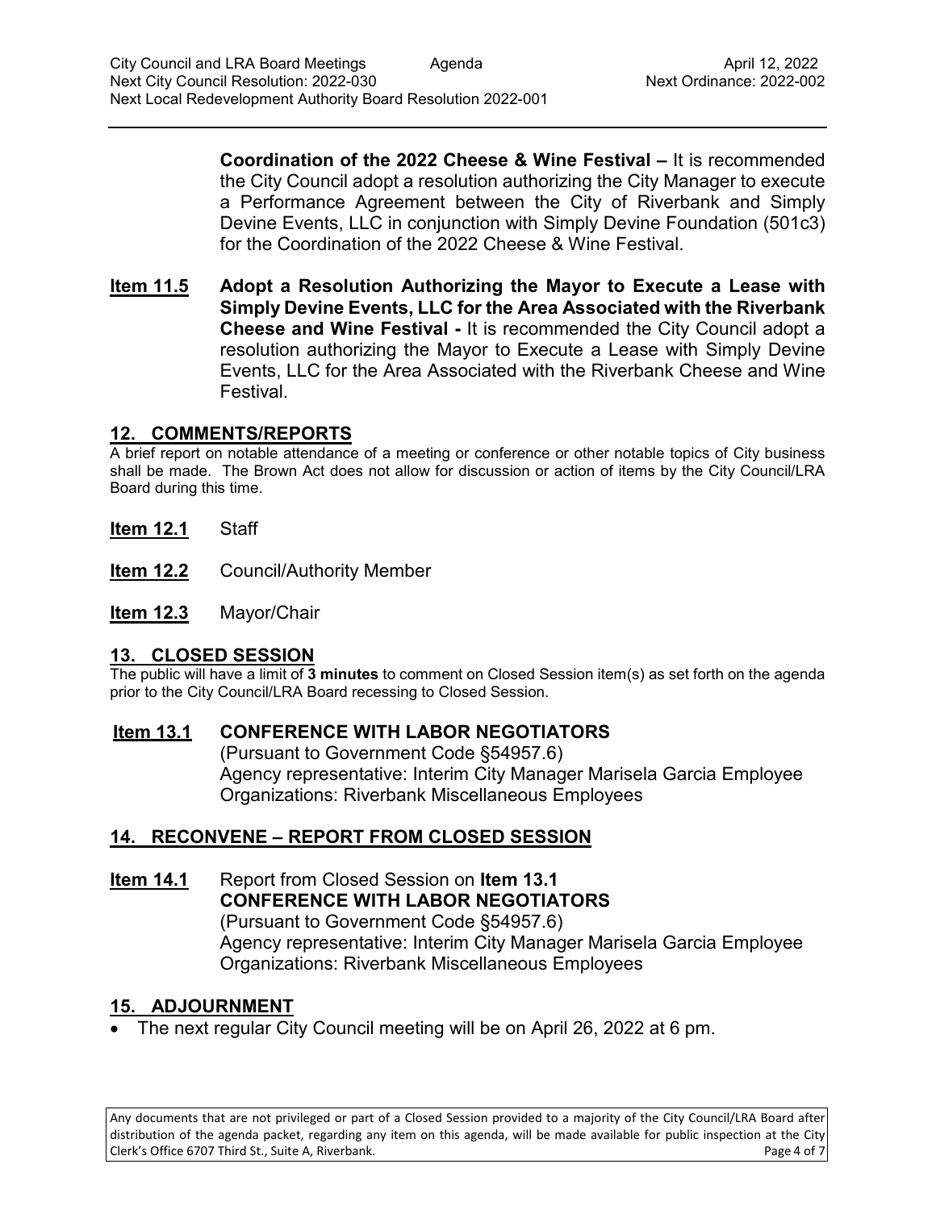**Coordination of the 2022 Cheese & Wine Festival –** It is recommended the City Council adopt a resolution authorizing the City Manager to execute a Performance Agreement between the City of Riverbank and Simply Devine Events, LLC in conjunction with Simply Devine Foundation (501c3) for the Coordination of the 2022 Cheese & Wine Festival.

**Item 11.5** **Adopt a Resolution Authorizing the Mayor to Execute a Lease with Simply Devine Events, LLC for the Area Associated with the Riverbank Cheese and Wine Festival -** It is recommended the City Council adopt a resolution authorizing the Mayor to Execute a Lease with Simply Devine Events, LLC for the Area Associated with the Riverbank Cheese and Wine Festival.

## 12. COMMENTS/REPORTS

A brief report on notable attendance of a meeting or conference or other notable topics of City business shall be made. The Brown Act does not allow for discussion or action of items by the City Council/LRA Board during this time.

**Item 12.1** Staff

**Item 12.2** Council/Authority Member

**Item 12.3** Mayor/Chair

## 13. CLOSED SESSION

The public will have a limit of **3 minutes** to comment on Closed Session item(s) as set forth on the agenda prior to the City Council/LRA Board recessing to Closed Session.

**Item 13.1** **CONFERENCE WITH LABOR NEGOTIATORS**
(Pursuant to Government Code §54957.6)
Agency representative: Interim City Manager Marisela Garcia Employee Organizations: Riverbank Miscellaneous Employees

## 14. RECONVENE – REPORT FROM CLOSED SESSION

**Item 14.1** Report from Closed Session on **Item 13.1**
**CONFERENCE WITH LABOR NEGOTIATORS**
(Pursuant to Government Code §54957.6)
Agency representative: Interim City Manager Marisela Garcia Employee Organizations: Riverbank Miscellaneous Employees

## 15. ADJOURNMENT

- The next regular City Council meeting will be on April 26, 2022 at 6 pm.

Any documents that are not privileged or part of a Closed Session provided to a majority of the City Council/LRA Board after distribution of the agenda packet, regarding any item on this agenda, will be made available for public inspection at the City Clerk's Office 6707 Third St., Suite A, Riverbank.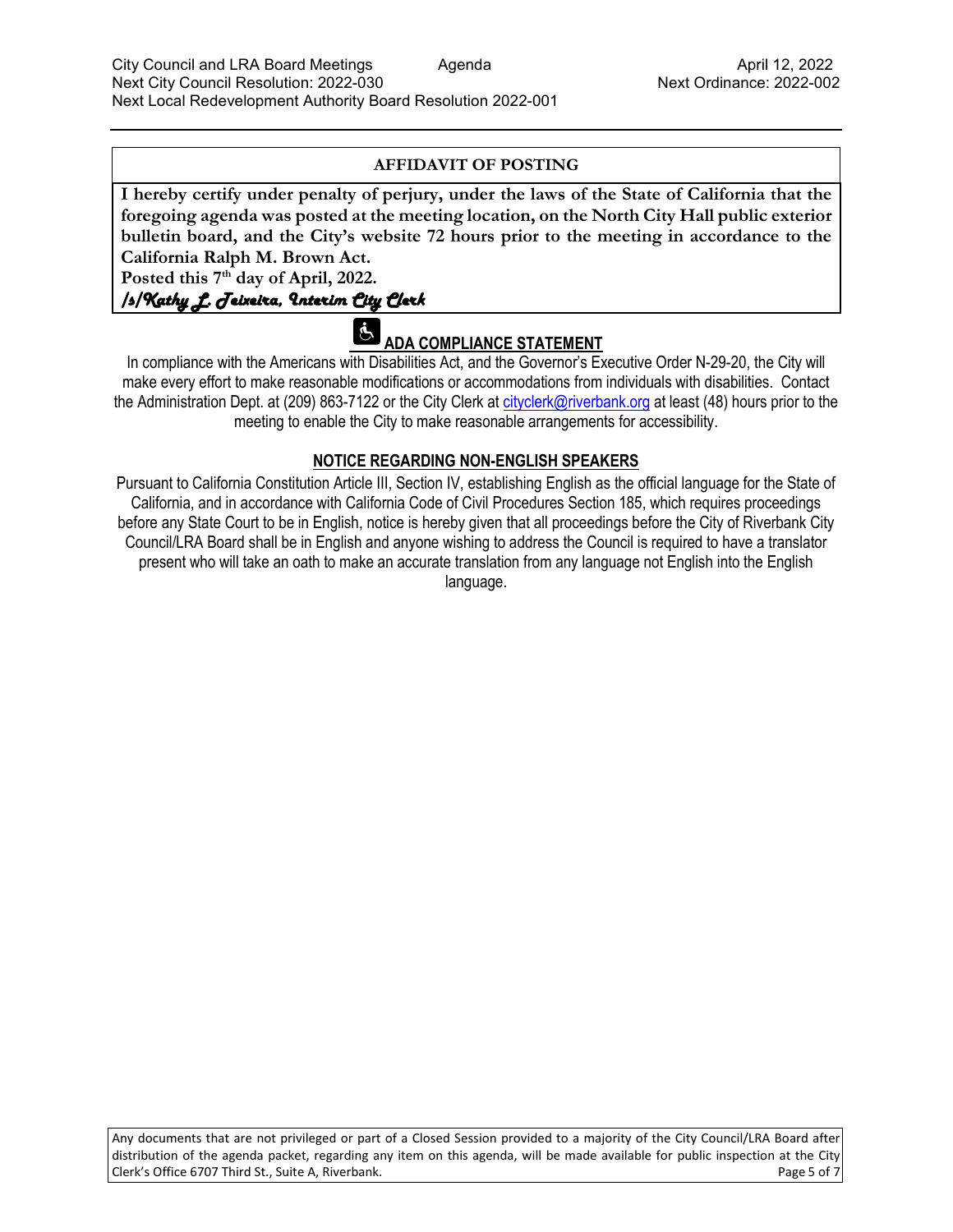**AFFIDAVIT OF POSTING**

**I hereby certify under penalty of perjury, under the laws of the State of California that the foregoing agenda was posted at the meeting location, on the North City Hall public exterior bulletin board, and the City's website 72 hours prior to the meeting in accordance to the California Ralph M. Brown Act.**

**Posted this 7th day of April, 2022.**

***/s/Kathy L. Teixeira, Interim City Clerk***

## ADA COMPLIANCE STATEMENT

In compliance with the Americans with Disabilities Act, and the Governor's Executive Order N-29-20, the City will make every effort to make reasonable modifications or accommodations from individuals with disabilities. Contact the Administration Dept. at (209) 863-7122 or the City Clerk at cityclerk@riverbank.org at least (48) hours prior to the meeting to enable the City to make reasonable arrangements for accessibility.

## NOTICE REGARDING NON-ENGLISH SPEAKERS

Pursuant to California Constitution Article III, Section IV, establishing English as the official language for the State of California, and in accordance with California Code of Civil Procedures Section 185, which requires proceedings before any State Court to be in English, notice is hereby given that all proceedings before the City of Riverbank City Council/LRA Board shall be in English and anyone wishing to address the Council is required to have a translator present who will take an oath to make an accurate translation from any language not English into the English language.

Any documents that are not privileged or part of a Closed Session provided to a majority of the City Council/LRA Board after distribution of the agenda packet, regarding any item on this agenda, will be made available for public inspection at the City Clerk's Office 6707 Third St., Suite A, Riverbank.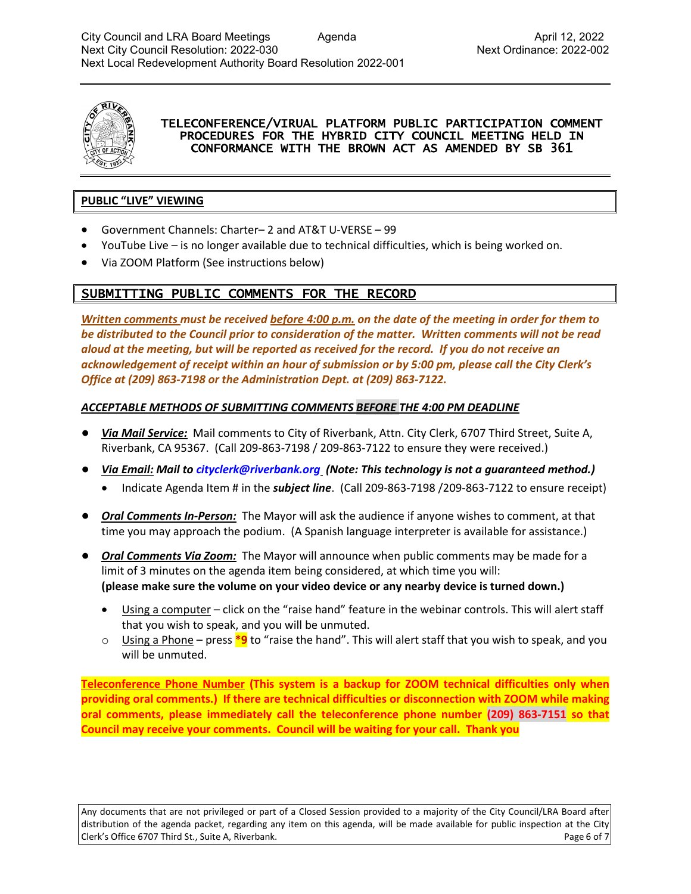# TELECONFERENCE/VIRUAL PLATFORM PUBLIC PARTICIPATION COMMENT PROCEDURES FOR THE HYBRID CITY COUNCIL MEETING HELD IN CONFORMANCE WITH THE BROWN ACT AS AMENDED BY SB 361

## PUBLIC "LIVE" VIEWING

- Government Channels: Charter– 2 and AT&T U-VERSE – 99
- YouTube Live – is no longer available due to technical difficulties, which is being worked on.
- Via ZOOM Platform (See instructions below)

## SUBMITTING PUBLIC COMMENTS FOR THE RECORD

***Written comments must be received before 4:00 p.m. on the date of the meeting in order for them to be distributed to the Council prior to consideration of the matter. Written comments will not be read aloud at the meeting, but will be reported as received for the record. If you do not receive an acknowledgement of receipt within an hour of submission or by 5:00 pm, please call the City Clerk's Office at (209) 863-7198 or the Administration Dept. at (209) 863-7122.***

***ACCEPTABLE METHODS OF SUBMITTING COMMENTS BEFORE THE 4:00 PM DEADLINE***

- ***Via Mail Service:*** Mail comments to City of Riverbank, Attn. City Clerk, 6707 Third Street, Suite A, Riverbank, CA 95367. (Call 209-863-7198 / 209-863-7122 to ensure they were received.)
- ***Via Email: Mail to cityclerk@riverbank.org (Note: This technology is not a guaranteed method.)***
  - Indicate Agenda Item # in the ***subject line***. (Call 209-863-7198 /209-863-7122 to ensure receipt)
- ***Oral Comments In-Person:*** The Mayor will ask the audience if anyone wishes to comment, at that time you may approach the podium. (A Spanish language interpreter is available for assistance.)
- ***Oral Comments Via Zoom:*** The Mayor will announce when public comments may be made for a limit of 3 minutes on the agenda item being considered, at which time you will: **(please make sure the volume on your video device or any nearby device is turned down.)**
  - Using a computer – click on the "raise hand" feature in the webinar controls. This will alert staff that you wish to speak, and you will be unmuted.
  - Using a Phone – press **\*9** to "raise the hand". This will alert staff that you wish to speak, and you will be unmuted.

**Teleconference Phone Number (This system is a backup for ZOOM technical difficulties only when providing oral comments.) If there are technical difficulties or disconnection with ZOOM while making oral comments, please immediately call the teleconference phone number (209) 863-7151 so that Council may receive your comments. Council will be waiting for your call. Thank you**

Any documents that are not privileged or part of a Closed Session provided to a majority of the City Council/LRA Board after distribution of the agenda packet, regarding any item on this agenda, will be made available for public inspection at the City Clerk's Office 6707 Third St., Suite A, Riverbank.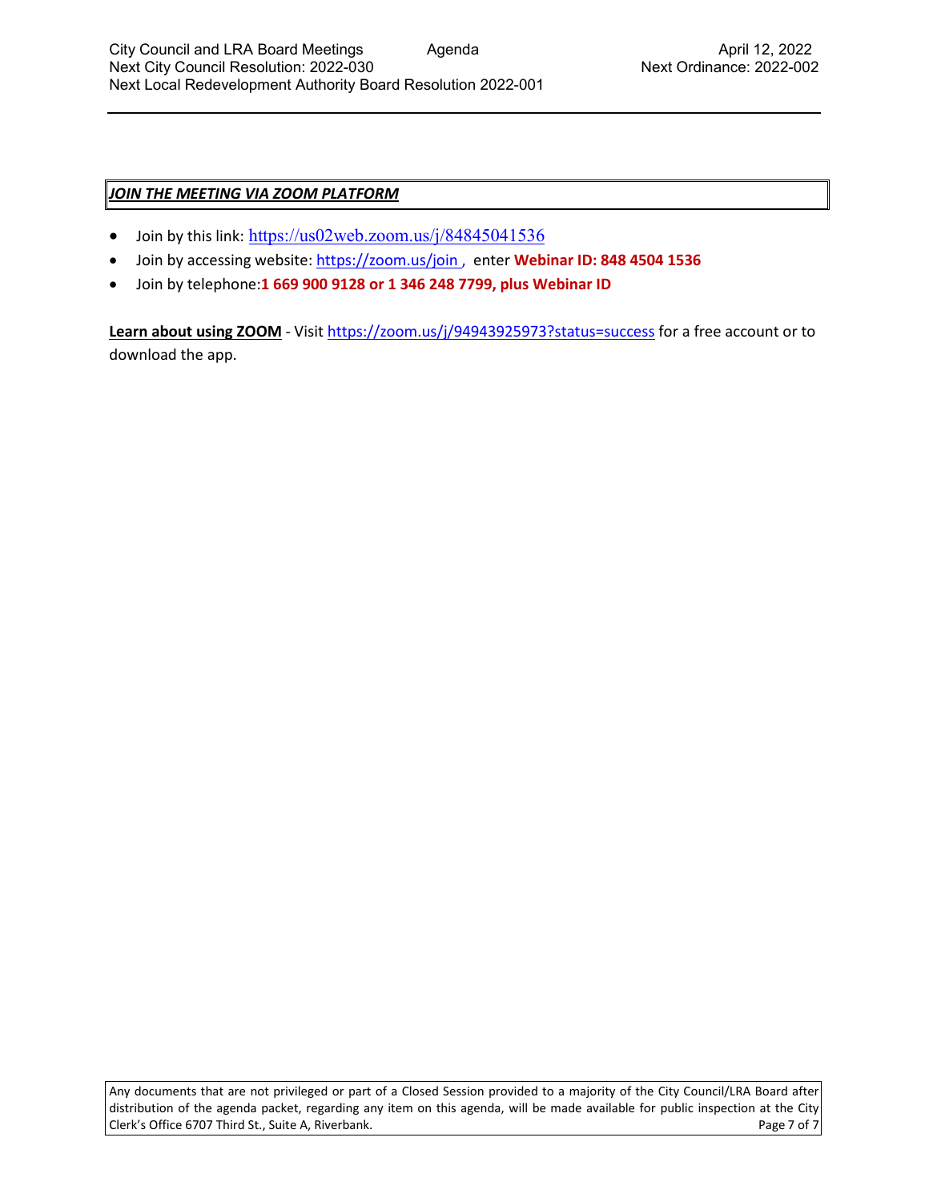***JOIN THE MEETING VIA ZOOM PLATFORM***

- Join by this link: https://us02web.zoom.us/j/84845041536
- Join by accessing website: https://zoom.us/join , enter **Webinar ID: 848 4504 1536**
- Join by telephone:**1 669 900 9128 or 1 346 248 7799, plus Webinar ID**

**Learn about using ZOOM** - Visit https://zoom.us/j/94943925973?status=success for a free account or to download the app.

Any documents that are not privileged or part of a Closed Session provided to a majority of the City Council/LRA Board after distribution of the agenda packet, regarding any item on this agenda, will be made available for public inspection at the City Clerk's Office 6707 Third St., Suite A, Riverbank.